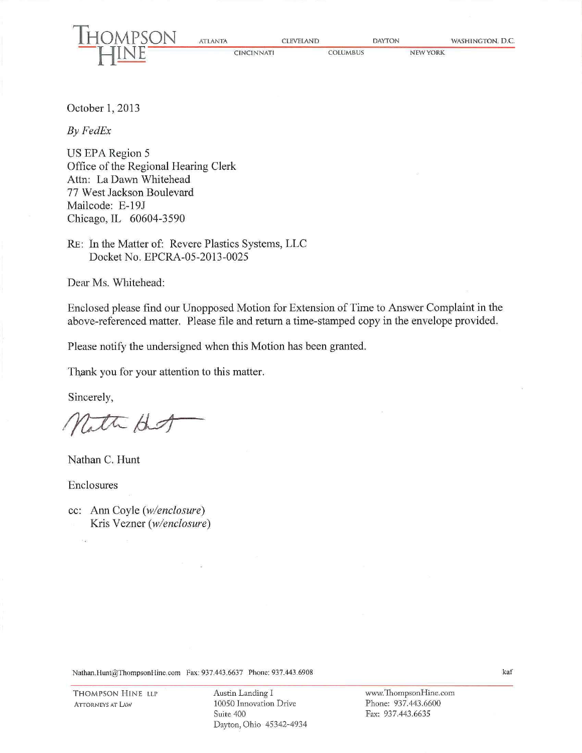THOMPSON HINE

ATLANTA CLEVELAND DAYTON WASHINGTON, D.C.
CINCINNATI COLUMBUS NEW YORK

October 1, 2013

*By FedEx*

US EPA Region 5
Office of the Regional Hearing Clerk
Attn: La Dawn Whitehead
77 West Jackson Boulevard
Mailcode: E-19J
Chicago, IL 60604-3590

RE: In the Matter of: Revere Plastics Systems, LLC
Docket No. EPCRA-05-2013-0025

Dear Ms. Whitehead:

Enclosed please find our Unopposed Motion for Extension of Time to Answer Complaint in the above-referenced matter. Please file and return a time-stamped copy in the envelope provided.

Please notify the undersigned when this Motion has been granted.

Thank you for your attention to this matter.

Sincerely,

Nathan C. Hunt

Enclosures

cc: Ann Coyle (*w/enclosure*)
Kris Vezner (*w/enclosure*)

Nathan.Hunt@ThompsonHine.com Fax: 937.443.6637 Phone: 937.443.6908

kaf

THOMPSON HINE LLP
ATTORNEYS AT LAW

Austin Landing I
10050 Innovation Drive
Suite 400
Dayton, Ohio 45342-4934

www.ThompsonHine.com
Phone: 937.443.6600
Fax: 937.443.6635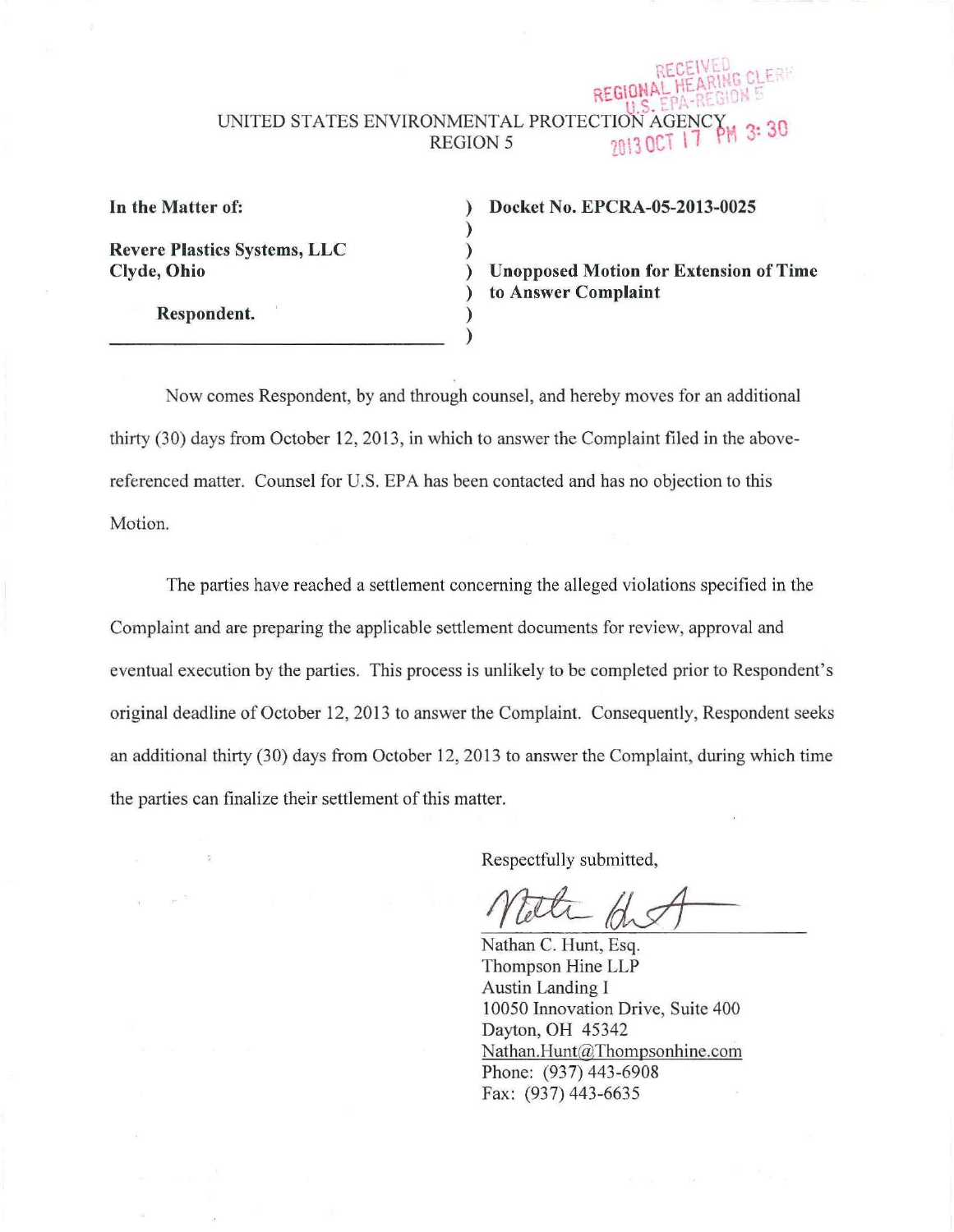RECEIVED
REGIONAL HEARING CLERK
U.S. EPA-REGION 5
2013 OCT 17 PM 3:30

UNITED STATES ENVIRONMENTAL PROTECTION AGENCY
REGION 5

| | |
|---|---|
| **In the Matter of:** | **Docket No. EPCRA-05-2013-0025** |
| **Revere Plastics Systems, LLC** **Clyde, Ohio** | **Unopposed Motion for Extension of Time to Answer Complaint** |
| **Respondent.** | |

Now comes Respondent, by and through counsel, and hereby moves for an additional thirty (30) days from October 12, 2013, in which to answer the Complaint filed in the above-referenced matter. Counsel for U.S. EPA has been contacted and has no objection to this Motion.

The parties have reached a settlement concerning the alleged violations specified in the Complaint and are preparing the applicable settlement documents for review, approval and eventual execution by the parties. This process is unlikely to be completed prior to Respondent's original deadline of October 12, 2013 to answer the Complaint. Consequently, Respondent seeks an additional thirty (30) days from October 12, 2013 to answer the Complaint, during which time the parties can finalize their settlement of this matter.

Respectfully submitted,

Nathan C. Hunt, Esq.
Thompson Hine LLP
Austin Landing I
10050 Innovation Drive, Suite 400
Dayton, OH 45342
Nathan.Hunt@Thompsonhine.com
Phone: (937) 443-6908
Fax: (937) 443-6635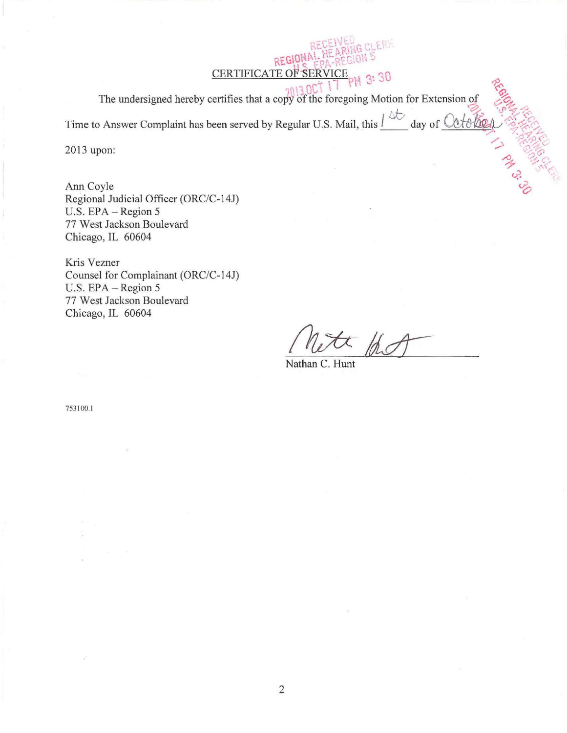RECEIVED
REGIONAL HEARING CLERK
U.S. EPA-REGION 5
2013 OCT 17 PM 3: 30

CERTIFICATE OF SERVICE

The undersigned hereby certifies that a copy of the foregoing Motion for Extension of Time to Answer Complaint has been served by Regular U.S. Mail, this 1st day of October 2013 upon:

Ann Coyle  
Regional Judicial Officer (ORC/C-14J)  
U.S. EPA – Region 5  
77 West Jackson Boulevard  
Chicago, IL 60604

Kris Vezner  
Counsel for Complainant (ORC/C-14J)  
U.S. EPA – Region 5  
77 West Jackson Boulevard  
Chicago, IL 60604

Nathan C. Hunt

753100.1